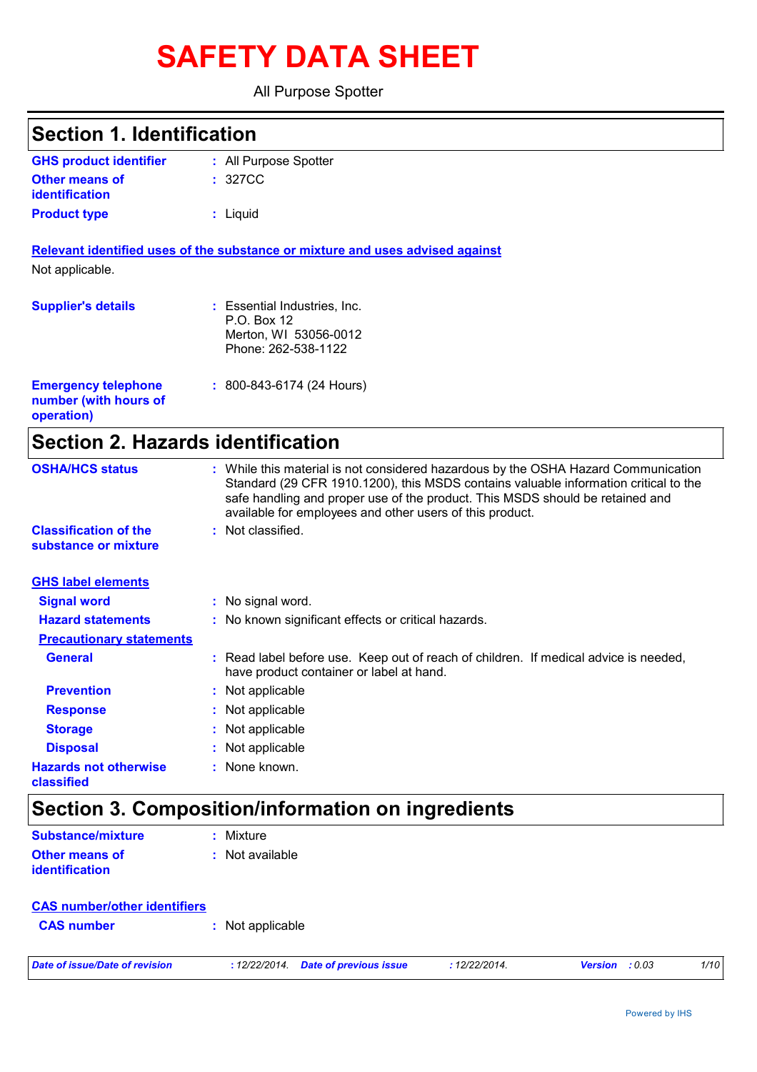# SAFETY DATA SHEET

All Purpose Spotter

## Section 1. Identification

**GHS product identifier** : All Purpose Spotter

**Other means of identification** : 327CC

**Product type** : Liquid

**Relevant identified uses of the substance or mixture and uses advised against**

Not applicable.

**Supplier's details** : Essential Industries, Inc.
P.O. Box 12
Merton, WI 53056-0012
Phone: 262-538-1122

**Emergency telephone number (with hours of operation)** : 800-843-6174 (24 Hours)

## Section 2. Hazards identification

**OSHA/HCS status** : While this material is not considered hazardous by the OSHA Hazard Communication Standard (29 CFR 1910.1200), this MSDS contains valuable information critical to the safe handling and proper use of the product. This MSDS should be retained and available for employees and other users of this product.

**Classification of the substance or mixture** : Not classified.

**GHS label elements**

**Signal word** : No signal word.

**Hazard statements** : No known significant effects or critical hazards.

**Precautionary statements**

**General** : Read label before use. Keep out of reach of children. If medical advice is needed, have product container or label at hand.

**Prevention** : Not applicable

**Response** : Not applicable

**Storage** : Not applicable

**Disposal** : Not applicable

**Hazards not otherwise classified** : None known.

## Section 3. Composition/information on ingredients

**Substance/mixture** : Mixture

**Other means of identification** : Not available

**CAS number/other identifiers**

**CAS number** : Not applicable

*Date of issue/Date of revision* : 12/22/2014. *Date of previous issue* : 12/22/2014. *Version* : 0.03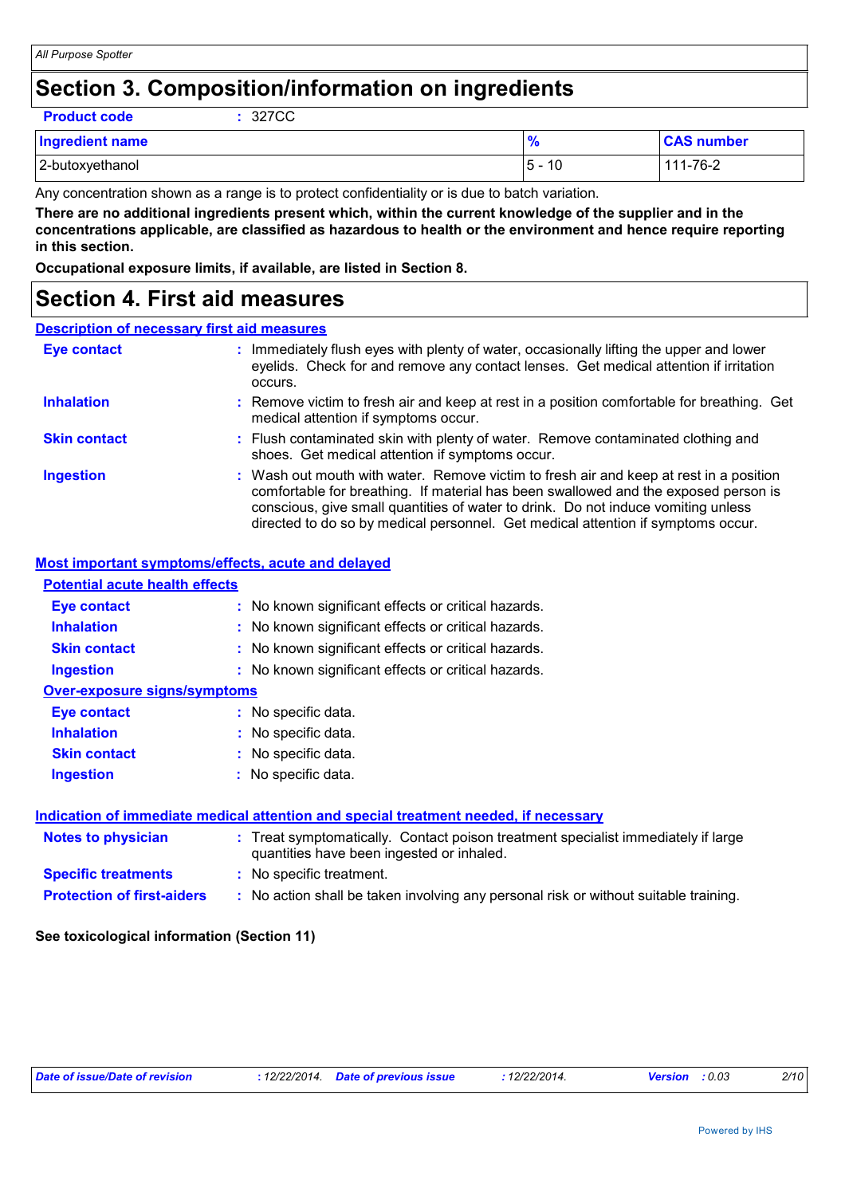# Section 3. Composition/information on ingredients

**Product code** : 327CC

| Ingredient name | % | CAS number |
| --- | --- | --- |
| 2-butoxyethanol | 5 - 10 | 111-76-2 |

Any concentration shown as a range is to protect confidentiality or is due to batch variation.

**There are no additional ingredients present which, within the current knowledge of the supplier and in the concentrations applicable, are classified as hazardous to health or the environment and hence require reporting in this section.**

**Occupational exposure limits, if available, are listed in Section 8.**

# Section 4. First aid measures

## Description of necessary first aid measures

**Eye contact** : Immediately flush eyes with plenty of water, occasionally lifting the upper and lower eyelids. Check for and remove any contact lenses. Get medical attention if irritation occurs.

**Inhalation** : Remove victim to fresh air and keep at rest in a position comfortable for breathing. Get medical attention if symptoms occur.

**Skin contact** : Flush contaminated skin with plenty of water. Remove contaminated clothing and shoes. Get medical attention if symptoms occur.

**Ingestion** : Wash out mouth with water. Remove victim to fresh air and keep at rest in a position comfortable for breathing. If material has been swallowed and the exposed person is conscious, give small quantities of water to drink. Do not induce vomiting unless directed to do so by medical personnel. Get medical attention if symptoms occur.

## Most important symptoms/effects, acute and delayed

### Potential acute health effects

**Eye contact** : No known significant effects or critical hazards.

**Inhalation** : No known significant effects or critical hazards.

**Skin contact** : No known significant effects or critical hazards.

**Ingestion** : No known significant effects or critical hazards.

### Over-exposure signs/symptoms

**Eye contact** : No specific data.

**Inhalation** : No specific data.

**Skin contact** : No specific data.

**Ingestion** : No specific data.

## Indication of immediate medical attention and special treatment needed, if necessary

**Notes to physician** : Treat symptomatically. Contact poison treatment specialist immediately if large quantities have been ingested or inhaled.

**Specific treatments** : No specific treatment.

**Protection of first-aiders** : No action shall be taken involving any personal risk or without suitable training.

**See toxicological information (Section 11)**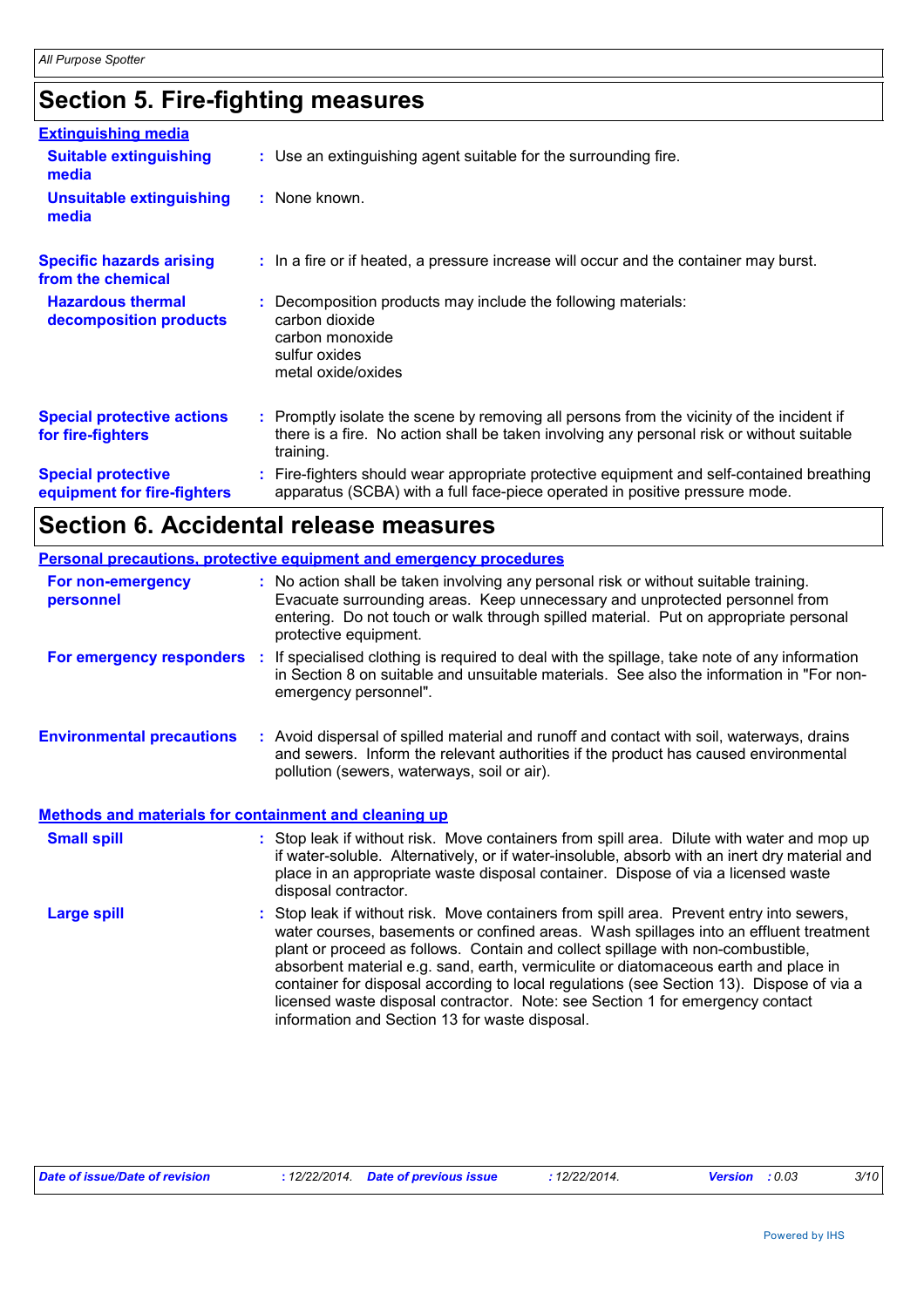## Section 5. Fire-fighting measures

### Extinguishing media

**Suitable extinguishing media** : Use an extinguishing agent suitable for the surrounding fire.

**Unsuitable extinguishing media** : None known.

**Specific hazards arising from the chemical** : In a fire or if heated, a pressure increase will occur and the container may burst.

**Hazardous thermal decomposition products** : Decomposition products may include the following materials:
carbon dioxide
carbon monoxide
sulfur oxides
metal oxide/oxides

**Special protective actions for fire-fighters** : Promptly isolate the scene by removing all persons from the vicinity of the incident if there is a fire. No action shall be taken involving any personal risk or without suitable training.

**Special protective equipment for fire-fighters** : Fire-fighters should wear appropriate protective equipment and self-contained breathing apparatus (SCBA) with a full face-piece operated in positive pressure mode.

## Section 6. Accidental release measures

### Personal precautions, protective equipment and emergency procedures

**For non-emergency personnel** : No action shall be taken involving any personal risk or without suitable training. Evacuate surrounding areas. Keep unnecessary and unprotected personnel from entering. Do not touch or walk through spilled material. Put on appropriate personal protective equipment.

**For emergency responders** : If specialised clothing is required to deal with the spillage, take note of any information in Section 8 on suitable and unsuitable materials. See also the information in "For non-emergency personnel".

**Environmental precautions** : Avoid dispersal of spilled material and runoff and contact with soil, waterways, drains and sewers. Inform the relevant authorities if the product has caused environmental pollution (sewers, waterways, soil or air).

### Methods and materials for containment and cleaning up

**Small spill** : Stop leak if without risk. Move containers from spill area. Dilute with water and mop up if water-soluble. Alternatively, or if water-insoluble, absorb with an inert dry material and place in an appropriate waste disposal container. Dispose of via a licensed waste disposal contractor.

**Large spill** : Stop leak if without risk. Move containers from spill area. Prevent entry into sewers, water courses, basements or confined areas. Wash spillages into an effluent treatment plant or proceed as follows. Contain and collect spillage with non-combustible, absorbent material e.g. sand, earth, vermiculite or diatomaceous earth and place in container for disposal according to local regulations (see Section 13). Dispose of via a licensed waste disposal contractor. Note: see Section 1 for emergency contact information and Section 13 for waste disposal.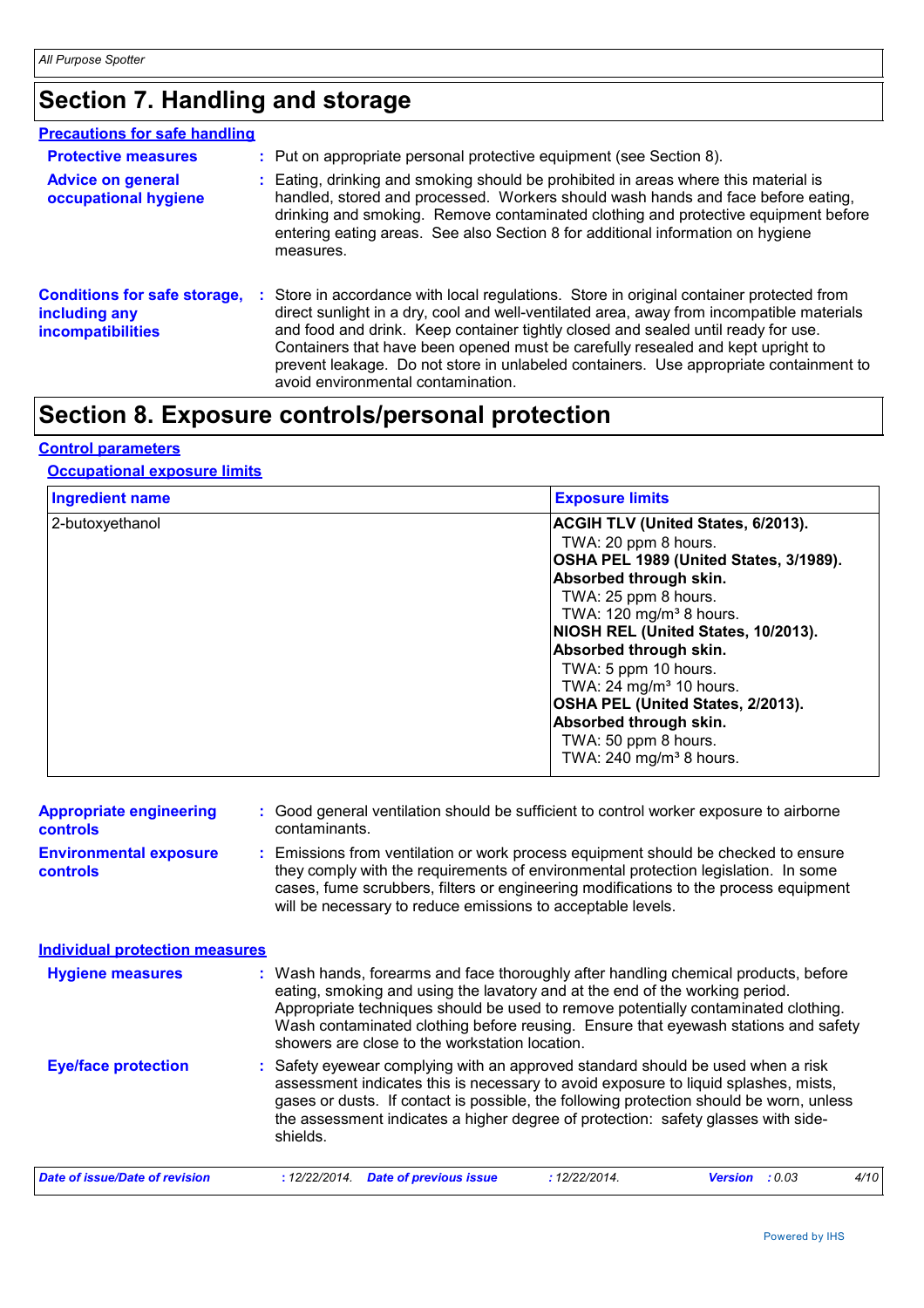# Section 7. Handling and storage

## Precautions for safe handling

**Protective measures** : Put on appropriate personal protective equipment (see Section 8).

**Advice on general occupational hygiene** : Eating, drinking and smoking should be prohibited in areas where this material is handled, stored and processed. Workers should wash hands and face before eating, drinking and smoking. Remove contaminated clothing and protective equipment before entering eating areas. See also Section 8 for additional information on hygiene measures.

**Conditions for safe storage, including any incompatibilities** : Store in accordance with local regulations. Store in original container protected from direct sunlight in a dry, cool and well-ventilated area, away from incompatible materials and food and drink. Keep container tightly closed and sealed until ready for use. Containers that have been opened must be carefully resealed and kept upright to prevent leakage. Do not store in unlabeled containers. Use appropriate containment to avoid environmental contamination.

# Section 8. Exposure controls/personal protection

## Control parameters

### Occupational exposure limits

| Ingredient name | Exposure limits |
| --- | --- |
| 2-butoxyethanol | **ACGIH TLV (United States, 6/2013).**<br>TWA: 20 ppm 8 hours.<br>**OSHA PEL 1989 (United States, 3/1989).**<br>**Absorbed through skin.**<br>TWA: 25 ppm 8 hours.<br>TWA: 120 mg/m³ 8 hours.<br>**NIOSH REL (United States, 10/2013).**<br>**Absorbed through skin.**<br>TWA: 5 ppm 10 hours.<br>TWA: 24 mg/m³ 10 hours.<br>**OSHA PEL (United States, 2/2013).**<br>**Absorbed through skin.**<br>TWA: 50 ppm 8 hours.<br>TWA: 240 mg/m³ 8 hours. |

**Appropriate engineering controls** : Good general ventilation should be sufficient to control worker exposure to airborne contaminants.

**Environmental exposure controls** : Emissions from ventilation or work process equipment should be checked to ensure they comply with the requirements of environmental protection legislation. In some cases, fume scrubbers, filters or engineering modifications to the process equipment will be necessary to reduce emissions to acceptable levels.

## Individual protection measures

**Hygiene measures** : Wash hands, forearms and face thoroughly after handling chemical products, before eating, smoking and using the lavatory and at the end of the working period. Appropriate techniques should be used to remove potentially contaminated clothing. Wash contaminated clothing before reusing. Ensure that eyewash stations and safety showers are close to the workstation location.

**Eye/face protection** : Safety eyewear complying with an approved standard should be used when a risk assessment indicates this is necessary to avoid exposure to liquid splashes, mists, gases or dusts. If contact is possible, the following protection should be worn, unless the assessment indicates a higher degree of protection: safety glasses with side-shields.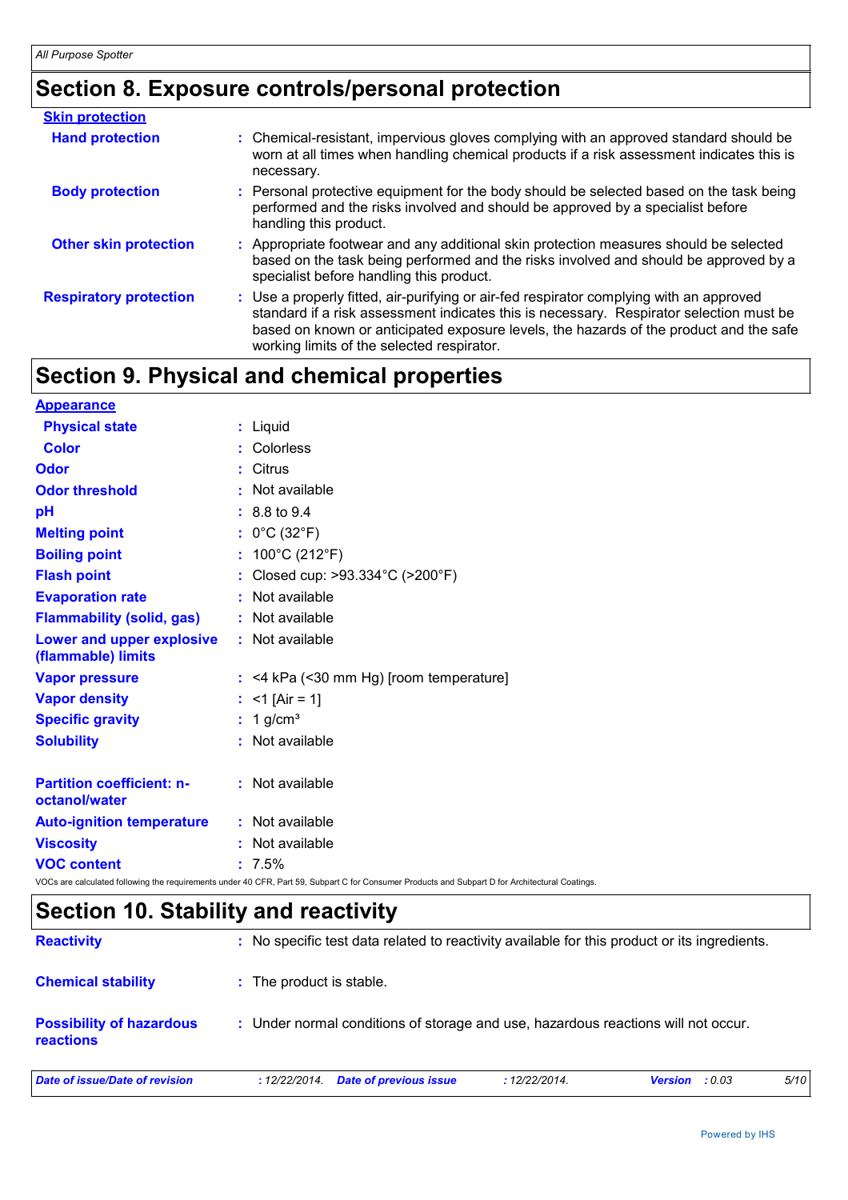## Section 8. Exposure controls/personal protection

**Skin protection**

| | |
|---|---|
| **Hand protection** | : Chemical-resistant, impervious gloves complying with an approved standard should be worn at all times when handling chemical products if a risk assessment indicates this is necessary. |
| **Body protection** | : Personal protective equipment for the body should be selected based on the task being performed and the risks involved and should be approved by a specialist before handling this product. |
| **Other skin protection** | : Appropriate footwear and any additional skin protection measures should be selected based on the task being performed and the risks involved and should be approved by a specialist before handling this product. |
| **Respiratory protection** | : Use a properly fitted, air-purifying or air-fed respirator complying with an approved standard if a risk assessment indicates this is necessary. Respirator selection must be based on known or anticipated exposure levels, the hazards of the product and the safe working limits of the selected respirator. |

## Section 9. Physical and chemical properties

**Appearance**

| | |
|---|---|
| **Physical state** | : Liquid |
| **Color** | : Colorless |
| **Odor** | : Citrus |
| **Odor threshold** | : Not available |
| **pH** | : 8.8 to 9.4 |
| **Melting point** | : 0°C (32°F) |
| **Boiling point** | : 100°C (212°F) |
| **Flash point** | : Closed cup: >93.334°C (>200°F) |
| **Evaporation rate** | : Not available |
| **Flammability (solid, gas)** | : Not available |
| **Lower and upper explosive (flammable) limits** | : Not available |
| **Vapor pressure** | : <4 kPa (<30 mm Hg) [room temperature] |
| **Vapor density** | : <1 [Air = 1] |
| **Specific gravity** | : 1 g/cm³ |
| **Solubility** | : Not available |
| **Partition coefficient: n-octanol/water** | : Not available |
| **Auto-ignition temperature** | : Not available |
| **Viscosity** | : Not available |
| **VOC content** | : 7.5% |

VOCs are calculated following the requirements under 40 CFR, Part 59, Subpart C for Consumer Products and Subpart D for Architectural Coatings.

## Section 10. Stability and reactivity

| | |
|---|---|
| **Reactivity** | : No specific test data related to reactivity available for this product or its ingredients. |
| **Chemical stability** | : The product is stable. |
| **Possibility of hazardous reactions** | : Under normal conditions of storage and use, hazardous reactions will not occur. |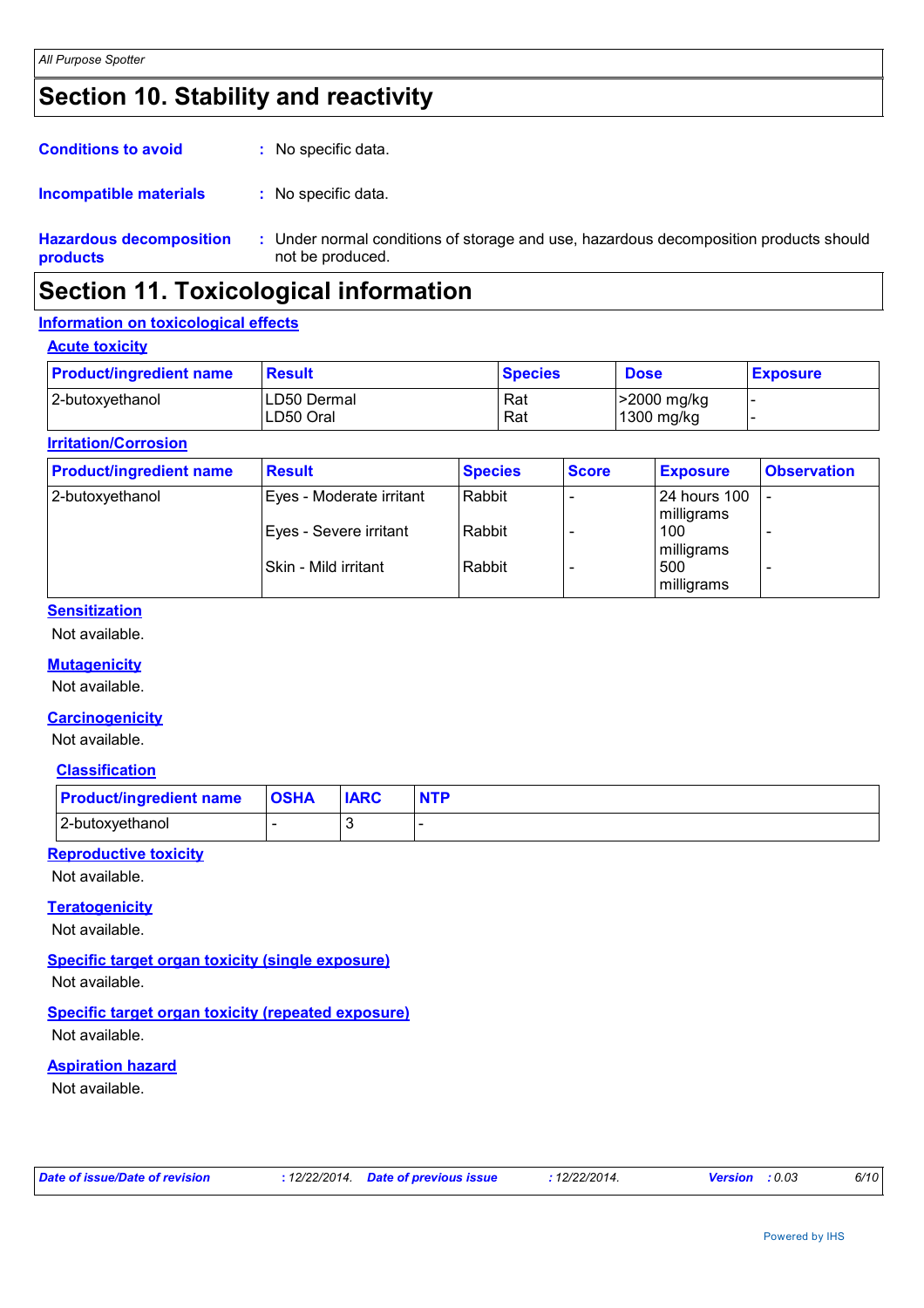# Section 10. Stability and reactivity

**Conditions to avoid** : No specific data.

**Incompatible materials** : No specific data.

**Hazardous decomposition products** : Under normal conditions of storage and use, hazardous decomposition products should not be produced.

# Section 11. Toxicological information

## Information on toxicological effects

### Acute toxicity

| Product/ingredient name | Result | Species | Dose | Exposure |
|---|---|---|---|---|
| 2-butoxyethanol | LD50 Dermal<br>LD50 Oral | Rat<br>Rat | >2000 mg/kg<br>1300 mg/kg | -<br>- |

### Irritation/Corrosion

| Product/ingredient name | Result | Species | Score | Exposure | Observation |
|---|---|---|---|---|---|
| 2-butoxyethanol | Eyes - Moderate irritant | Rabbit | - | 24 hours 100 milligrams | - |
| | Eyes - Severe irritant | Rabbit | - | 100 milligrams | - |
| | Skin - Mild irritant | Rabbit | - | 500 milligrams | - |

### Sensitization

Not available.

### Mutagenicity

Not available.

### Carcinogenicity

Not available.

### Classification

| Product/ingredient name | OSHA | IARC | NTP |
|---|---|---|---|
| 2-butoxyethanol | - | 3 | - |

### Reproductive toxicity

Not available.

### Teratogenicity

Not available.

### Specific target organ toxicity (single exposure)

Not available.

### Specific target organ toxicity (repeated exposure)

Not available.

### Aspiration hazard

Not available.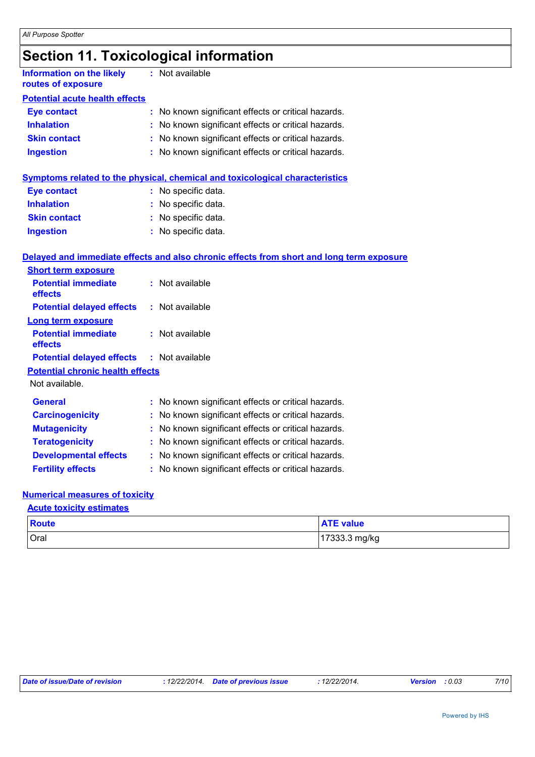# Section 11. Toxicological information

**Information on the likely routes of exposure** : Not available

**Potential acute health effects**

| | |
|---|---|
| **Eye contact** | : No known significant effects or critical hazards. |
| **Inhalation** | : No known significant effects or critical hazards. |
| **Skin contact** | : No known significant effects or critical hazards. |
| **Ingestion** | : No known significant effects or critical hazards. |

**Symptoms related to the physical, chemical and toxicological characteristics**

| | |
|---|---|
| **Eye contact** | : No specific data. |
| **Inhalation** | : No specific data. |
| **Skin contact** | : No specific data. |
| **Ingestion** | : No specific data. |

**Delayed and immediate effects and also chronic effects from short and long term exposure**

**Short term exposure**

| | |
|---|---|
| **Potential immediate effects** | : Not available |
| **Potential delayed effects** | : Not available |

**Long term exposure**

| | |
|---|---|
| **Potential immediate effects** | : Not available |
| **Potential delayed effects** | : Not available |

**Potential chronic health effects**

Not available.

| | |
|---|---|
| **General** | : No known significant effects or critical hazards. |
| **Carcinogenicity** | : No known significant effects or critical hazards. |
| **Mutagenicity** | : No known significant effects or critical hazards. |
| **Teratogenicity** | : No known significant effects or critical hazards. |
| **Developmental effects** | : No known significant effects or critical hazards. |
| **Fertility effects** | : No known significant effects or critical hazards. |

**Numerical measures of toxicity**

**Acute toxicity estimates**

| Route | ATE value |
|---|---|
| Oral | 17333.3 mg/kg |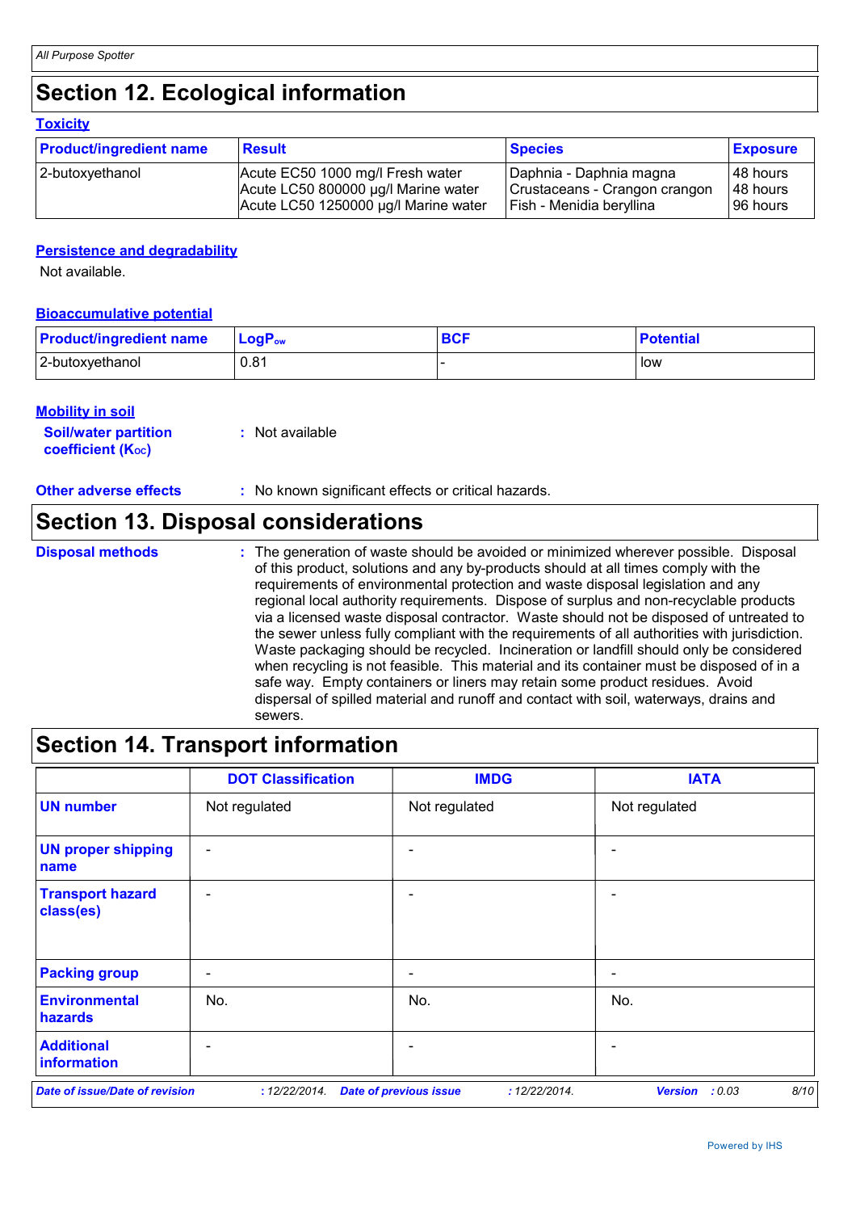## Section 12. Ecological information

### Toxicity

| Product/ingredient name | Result | Species | Exposure |
|---|---|---|---|
| 2-butoxyethanol | Acute EC50 1000 mg/l Fresh water<br>Acute LC50 800000 µg/l Marine water<br>Acute LC50 1250000 µg/l Marine water | Daphnia - Daphnia magna<br>Crustaceans - Crangon crangon<br>Fish - Menidia beryllina | 48 hours<br>48 hours<br>96 hours |

### Persistence and degradability

Not available.

### Bioaccumulative potential

| Product/ingredient name | $LogP_{ow}$ | BCF | Potential |
|---|---|---|---|
| 2-butoxyethanol | 0.81 | - | low |

### Mobility in soil

**Soil/water partition coefficient ($K_{OC}$)** : Not available

**Other adverse effects** : No known significant effects or critical hazards.

## Section 13. Disposal considerations

**Disposal methods** : The generation of waste should be avoided or minimized wherever possible. Disposal of this product, solutions and any by-products should at all times comply with the requirements of environmental protection and waste disposal legislation and any regional local authority requirements. Dispose of surplus and non-recyclable products via a licensed waste disposal contractor. Waste should not be disposed of untreated to the sewer unless fully compliant with the requirements of all authorities with jurisdiction. Waste packaging should be recycled. Incineration or landfill should only be considered when recycling is not feasible. This material and its container must be disposed of in a safe way. Empty containers or liners may retain some product residues. Avoid dispersal of spilled material and runoff and contact with soil, waterways, drains and sewers.

## Section 14. Transport information

| | DOT Classification | IMDG | IATA |
|---|---|---|---|
| UN number | Not regulated | Not regulated | Not regulated |
| UN proper shipping name | - | - | - |
| Transport hazard class(es) | - | - | - |
| Packing group | - | - | - |
| Environmental hazards | No. | No. | No. |
| Additional information | - | - | - |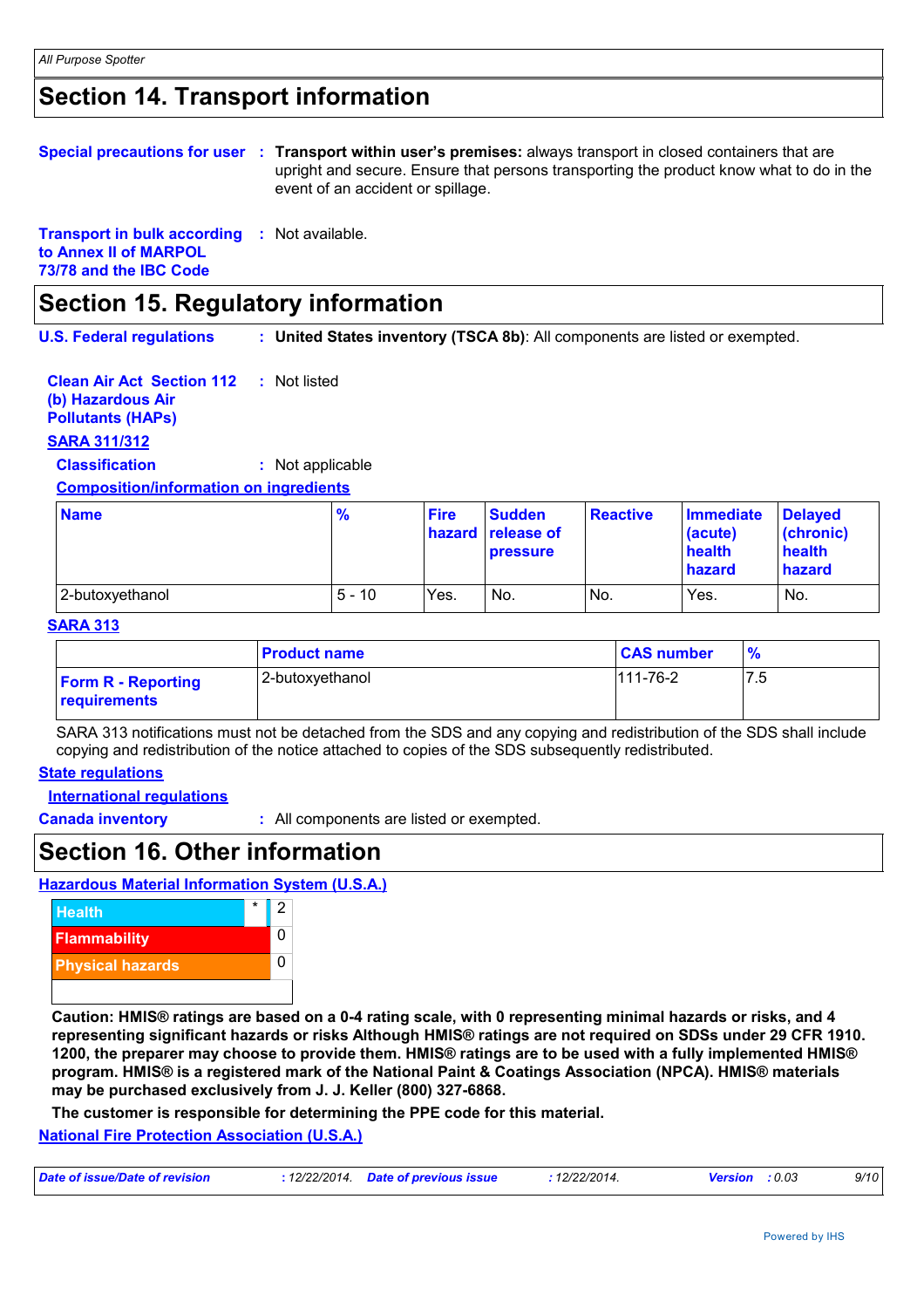## Section 14. Transport information

**Special precautions for user** : **Transport within user's premises:** always transport in closed containers that are upright and secure. Ensure that persons transporting the product know what to do in the event of an accident or spillage.

**Transport in bulk according to Annex II of MARPOL 73/78 and the IBC Code** : Not available.

## Section 15. Regulatory information

**U.S. Federal regulations** : **United States inventory (TSCA 8b)**: All components are listed or exempted.

**Clean Air Act Section 112 (b) Hazardous Air Pollutants (HAPs)** : Not listed

**SARA 311/312**

**Classification** : Not applicable

**Composition/information on ingredients**

| Name | % | Fire hazard | Sudden release of pressure | Reactive | Immediate (acute) health hazard | Delayed (chronic) health hazard |
|---|---|---|---|---|---|---|
| 2-butoxyethanol | 5 - 10 | Yes. | No. | No. | Yes. | No. |

**SARA 313**

| | Product name | CAS number | % |
|---|---|---|---|
| **Form R - Reporting requirements** | 2-butoxyethanol | 111-76-2 | 7.5 |

SARA 313 notifications must not be detached from the SDS and any copying and redistribution of the SDS shall include copying and redistribution of the notice attached to copies of the SDS subsequently redistributed.

**State regulations**

**International regulations**

**Canada inventory** : All components are listed or exempted.

## Section 16. Other information

**Hazardous Material Information System (U.S.A.)**

| | | |
|---|---|---|
| Health | * | 2 |
| Flammability | | 0 |
| Physical hazards | | 0 |

**Caution: HMIS® ratings are based on a 0-4 rating scale, with 0 representing minimal hazards or risks, and 4 representing significant hazards or risks Although HMIS® ratings are not required on SDSs under 29 CFR 1910. 1200, the preparer may choose to provide them. HMIS® ratings are to be used with a fully implemented HMIS® program. HMIS® is a registered mark of the National Paint & Coatings Association (NPCA). HMIS® materials may be purchased exclusively from J. J. Keller (800) 327-6868.**

**The customer is responsible for determining the PPE code for this material.**

**National Fire Protection Association (U.S.A.)**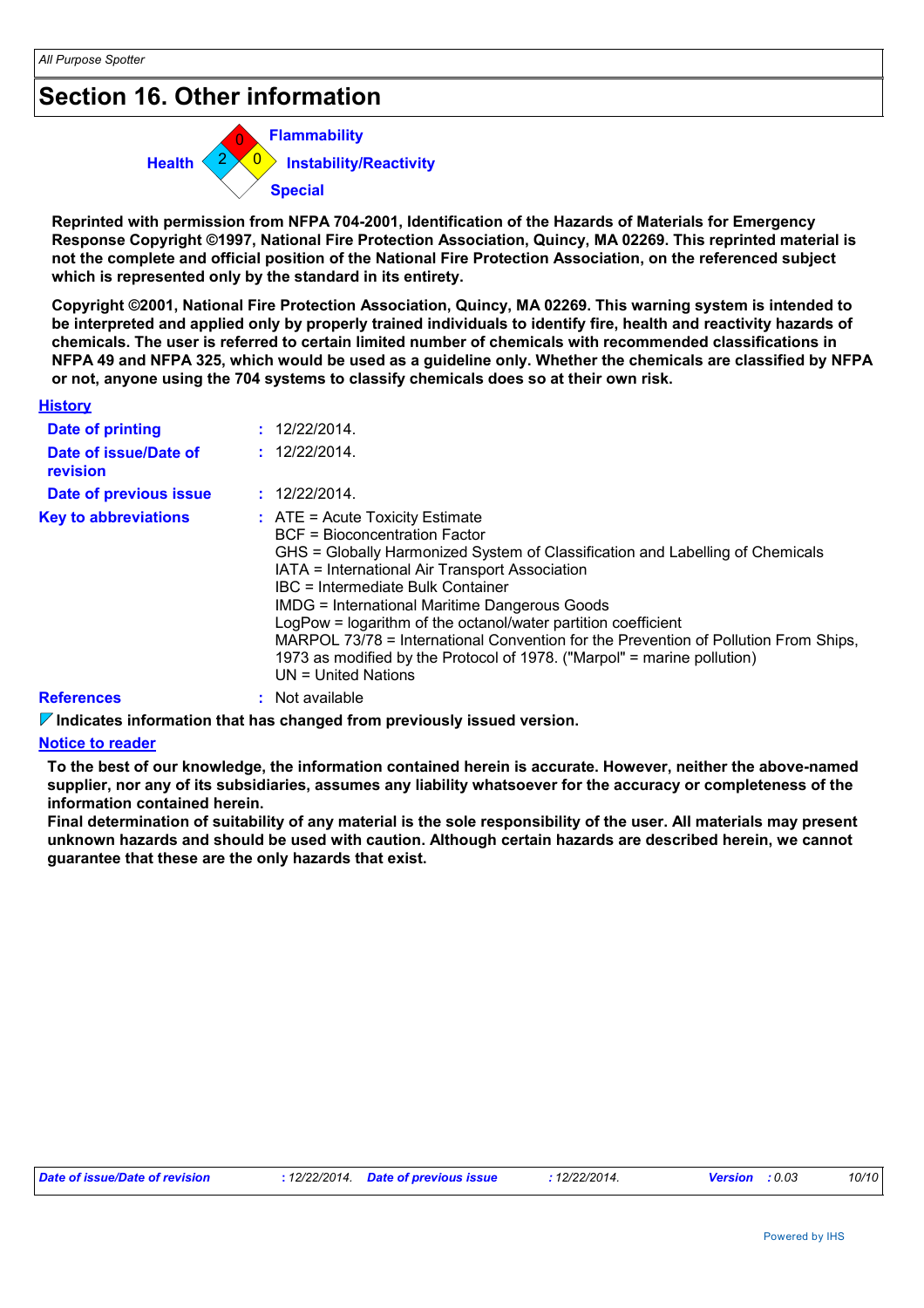# Section 16. Other information

Flammability 0
Health 2
Instability/Reactivity 0
Special

**Reprinted with permission from NFPA 704-2001, Identification of the Hazards of Materials for Emergency Response Copyright ©1997, National Fire Protection Association, Quincy, MA 02269. This reprinted material is not the complete and official position of the National Fire Protection Association, on the referenced subject which is represented only by the standard in its entirety.**

**Copyright ©2001, National Fire Protection Association, Quincy, MA 02269. This warning system is intended to be interpreted and applied only by properly trained individuals to identify fire, health and reactivity hazards of chemicals. The user is referred to certain limited number of chemicals with recommended classifications in NFPA 49 and NFPA 325, which would be used as a guideline only. Whether the chemicals are classified by NFPA or not, anyone using the 704 systems to classify chemicals does so at their own risk.**

**History**

**Date of printing** : 12/22/2014.

**Date of issue/Date of revision** : 12/22/2014.

**Date of previous issue** : 12/22/2014.

**Key to abbreviations** : ATE = Acute Toxicity Estimate
BCF = Bioconcentration Factor
GHS = Globally Harmonized System of Classification and Labelling of Chemicals
IATA = International Air Transport Association
IBC = Intermediate Bulk Container
IMDG = International Maritime Dangerous Goods
LogPow = logarithm of the octanol/water partition coefficient
MARPOL 73/78 = International Convention for the Prevention of Pollution From Ships, 1973 as modified by the Protocol of 1978. ("Marpol" = marine pollution)
UN = United Nations

**References** : Not available

**Indicates information that has changed from previously issued version.**

**Notice to reader**

**To the best of our knowledge, the information contained herein is accurate. However, neither the above-named supplier, nor any of its subsidiaries, assumes any liability whatsoever for the accuracy or completeness of the information contained herein.**
**Final determination of suitability of any material is the sole responsibility of the user. All materials may present unknown hazards and should be used with caution. Although certain hazards are described herein, we cannot guarantee that these are the only hazards that exist.**